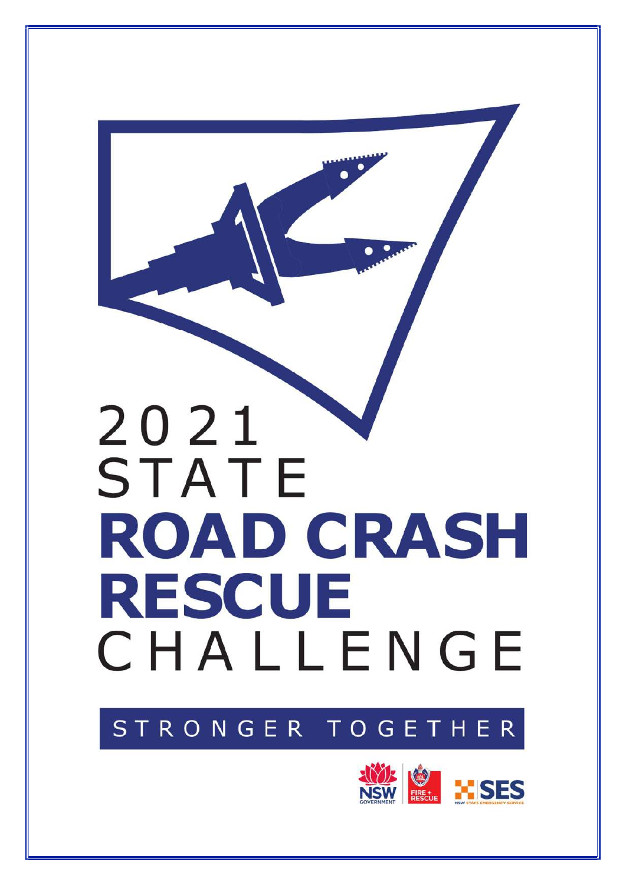# 2021 STATE ROAD CRASH RESCUE CHALLENGE

STRONGER TOGETHER

NSW GOVERNMENT | FIRE + RESCUE | SES NSW STATE EMERGENCY SERVICE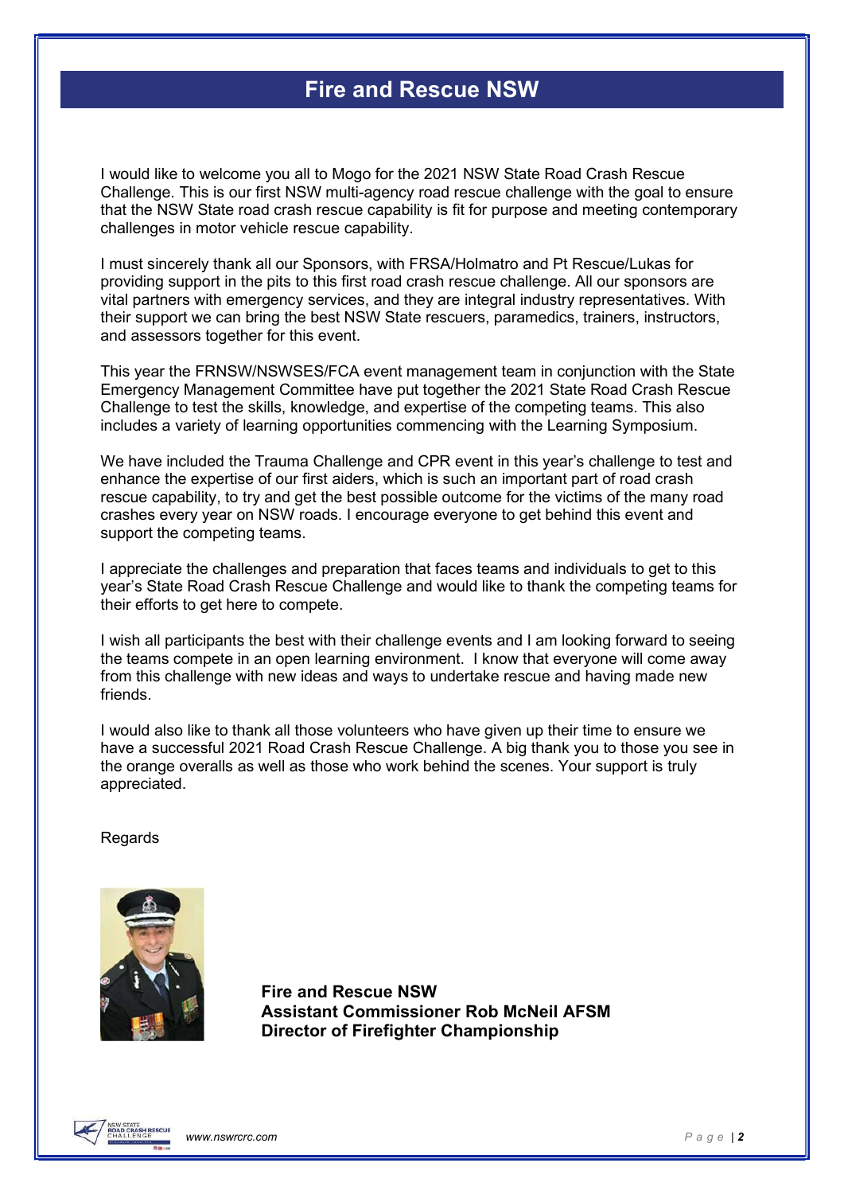# Fire and Rescue NSW

I would like to welcome you all to Mogo for the 2021 NSW State Road Crash Rescue Challenge. This is our first NSW multi-agency road rescue challenge with the goal to ensure that the NSW State road crash rescue capability is fit for purpose and meeting contemporary challenges in motor vehicle rescue capability.

I must sincerely thank all our Sponsors, with FRSA/Holmatro and Pt Rescue/Lukas for providing support in the pits to this first road crash rescue challenge. All our sponsors are vital partners with emergency services, and they are integral industry representatives. With their support we can bring the best NSW State rescuers, paramedics, trainers, instructors, and assessors together for this event.

This year the FRNSW/NSWSES/FCA event management team in conjunction with the State Emergency Management Committee have put together the 2021 State Road Crash Rescue Challenge to test the skills, knowledge, and expertise of the competing teams. This also includes a variety of learning opportunities commencing with the Learning Symposium.

We have included the Trauma Challenge and CPR event in this year's challenge to test and enhance the expertise of our first aiders, which is such an important part of road crash rescue capability, to try and get the best possible outcome for the victims of the many road crashes every year on NSW roads. I encourage everyone to get behind this event and support the competing teams.

I appreciate the challenges and preparation that faces teams and individuals to get to this year's State Road Crash Rescue Challenge and would like to thank the competing teams for their efforts to get here to compete.

I wish all participants the best with their challenge events and I am looking forward to seeing the teams compete in an open learning environment. I know that everyone will come away from this challenge with new ideas and ways to undertake rescue and having made new friends.

I would also like to thank all those volunteers who have given up their time to ensure we have a successful 2021 Road Crash Rescue Challenge. A big thank you to those you see in the orange overalls as well as those who work behind the scenes. Your support is truly appreciated.

Regards

**Fire and Rescue NSW**
**Assistant Commissioner Rob McNeil AFSM**
**Director of Firefighter Championship**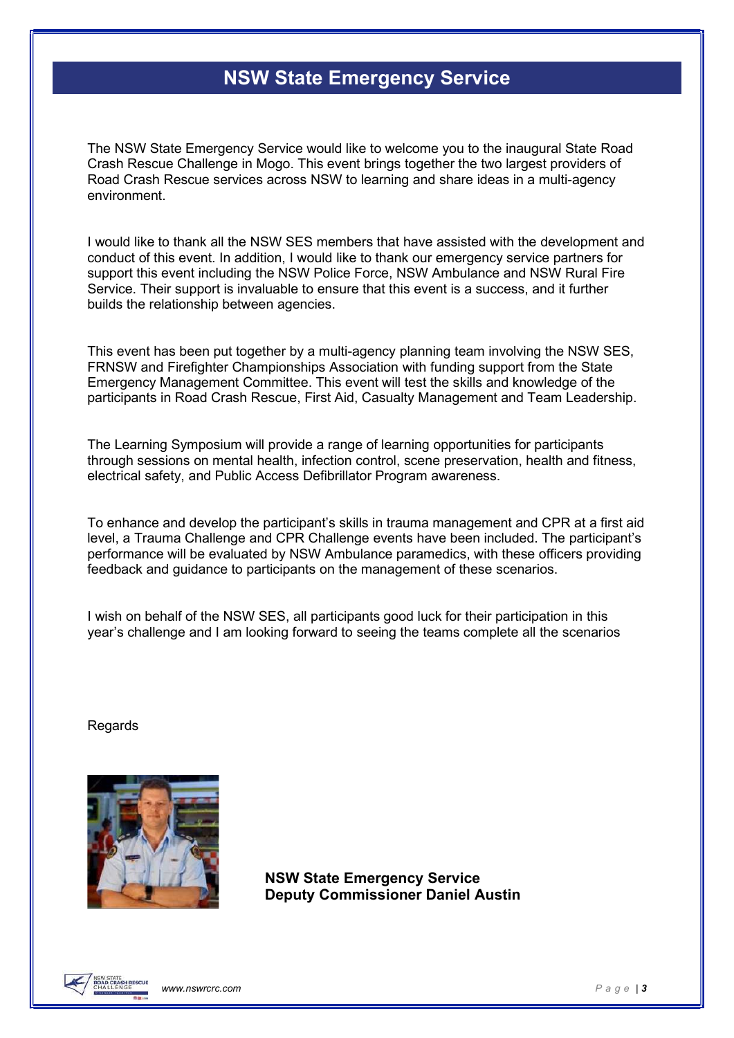# NSW State Emergency Service

The NSW State Emergency Service would like to welcome you to the inaugural State Road Crash Rescue Challenge in Mogo. This event brings together the two largest providers of Road Crash Rescue services across NSW to learning and share ideas in a multi-agency environment.

I would like to thank all the NSW SES members that have assisted with the development and conduct of this event. In addition, I would like to thank our emergency service partners for support this event including the NSW Police Force, NSW Ambulance and NSW Rural Fire Service. Their support is invaluable to ensure that this event is a success, and it further builds the relationship between agencies.

This event has been put together by a multi-agency planning team involving the NSW SES, FRNSW and Firefighter Championships Association with funding support from the State Emergency Management Committee. This event will test the skills and knowledge of the participants in Road Crash Rescue, First Aid, Casualty Management and Team Leadership.

The Learning Symposium will provide a range of learning opportunities for participants through sessions on mental health, infection control, scene preservation, health and fitness, electrical safety, and Public Access Defibrillator Program awareness.

To enhance and develop the participant's skills in trauma management and CPR at a first aid level, a Trauma Challenge and CPR Challenge events have been included. The participant's performance will be evaluated by NSW Ambulance paramedics, with these officers providing feedback and guidance to participants on the management of these scenarios.

I wish on behalf of the NSW SES, all participants good luck for their participation in this year's challenge and I am looking forward to seeing the teams complete all the scenarios

Regards

**NSW State Emergency Service**
**Deputy Commissioner Daniel Austin**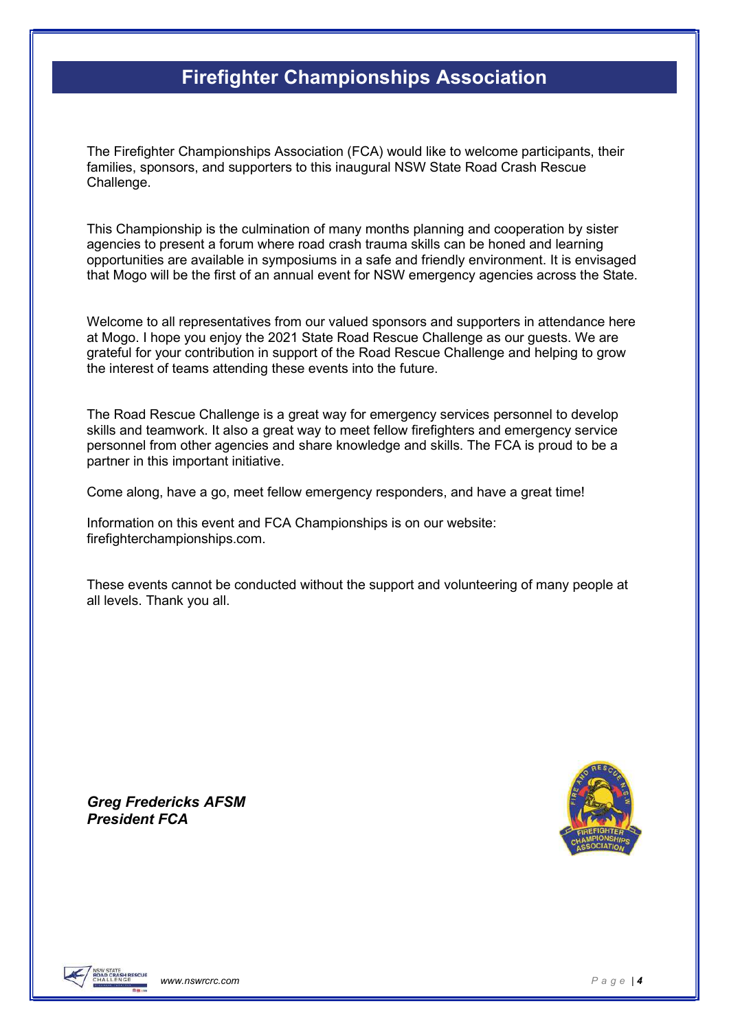# Firefighter Championships Association

The Firefighter Championships Association (FCA) would like to welcome participants, their families, sponsors, and supporters to this inaugural NSW State Road Crash Rescue Challenge.

This Championship is the culmination of many months planning and cooperation by sister agencies to present a forum where road crash trauma skills can be honed and learning opportunities are available in symposiums in a safe and friendly environment. It is envisaged that Mogo will be the first of an annual event for NSW emergency agencies across the State.

Welcome to all representatives from our valued sponsors and supporters in attendance here at Mogo. I hope you enjoy the 2021 State Road Rescue Challenge as our guests. We are grateful for your contribution in support of the Road Rescue Challenge and helping to grow the interest of teams attending these events into the future.

The Road Rescue Challenge is a great way for emergency services personnel to develop skills and teamwork. It also a great way to meet fellow firefighters and emergency service personnel from other agencies and share knowledge and skills. The FCA is proud to be a partner in this important initiative.

Come along, have a go, meet fellow emergency responders, and have a great time!

Information on this event and FCA Championships is on our website: firefighterchampionships.com.

These events cannot be conducted without the support and volunteering of many people at all levels. Thank you all.

***Greg Fredericks AFSM***
***President FCA***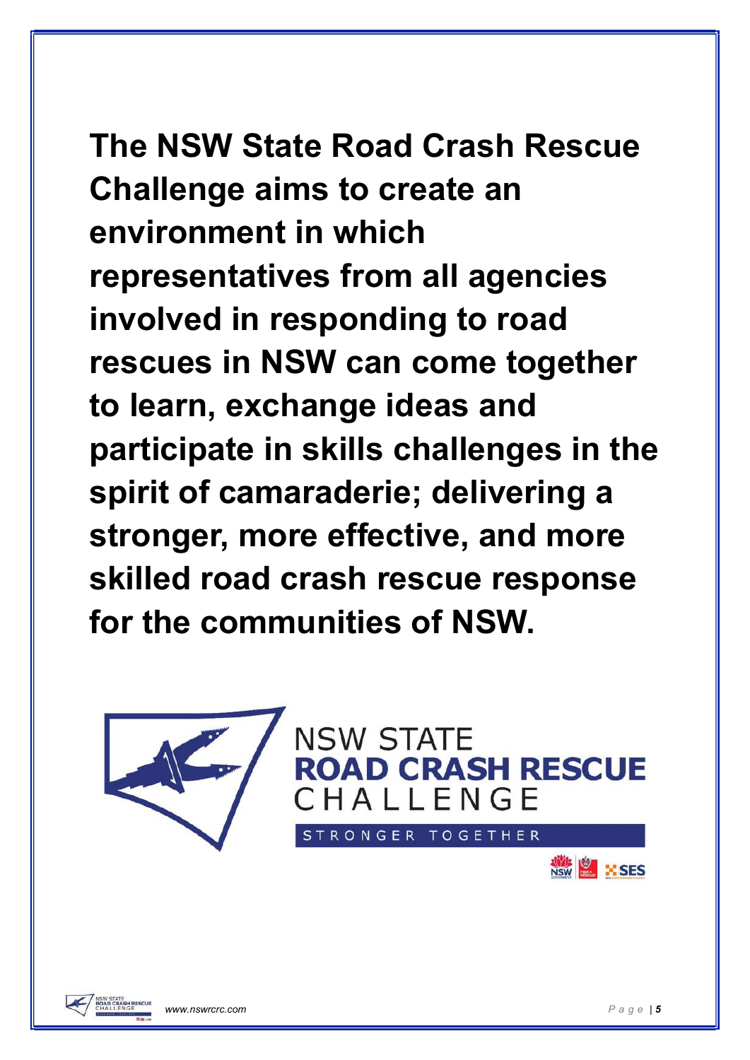**The NSW State Road Crash Rescue Challenge aims to create an environment in which representatives from all agencies involved in responding to road rescues in NSW can come together to learn, exchange ideas and participate in skills challenges in the spirit of camaraderie; delivering a stronger, more effective, and more skilled road crash rescue response for the communities of NSW.**

NSW STATE
**ROAD CRASH RESCUE**
CHALLENGE

STRONGER TOGETHER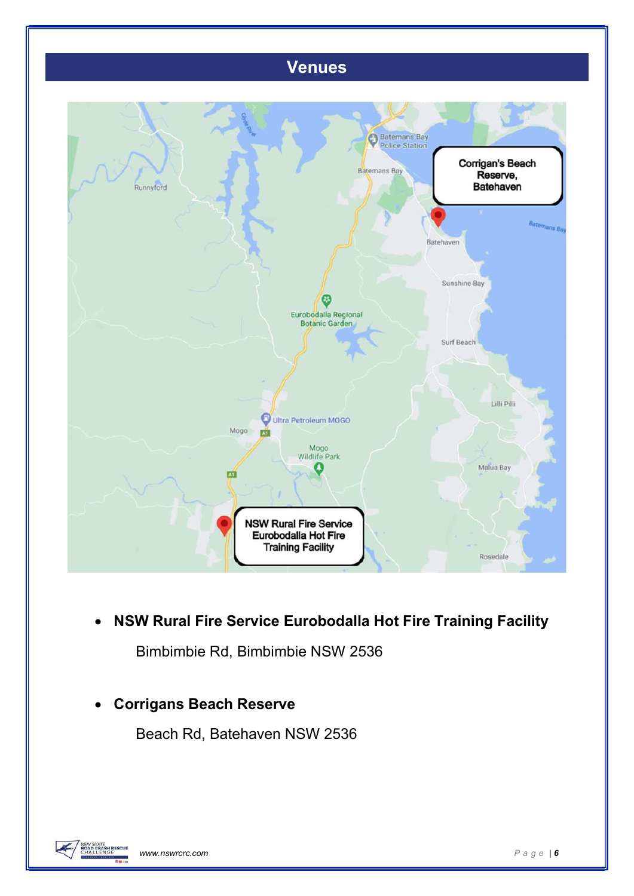# Venues

- **NSW Rural Fire Service Eurobodalla Hot Fire Training Facility**

  Bimbimbie Rd, Bimbimbie NSW 2536

- **Corrigans Beach Reserve**

  Beach Rd, Batehaven NSW 2536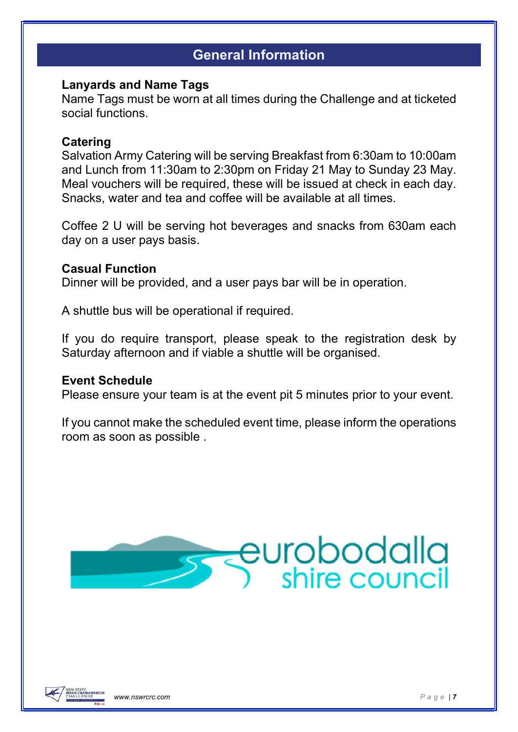## General Information

### Lanyards and Name Tags

Name Tags must be worn at all times during the Challenge and at ticketed social functions.

### Catering

Salvation Army Catering will be serving Breakfast from 6:30am to 10:00am and Lunch from 11:30am to 2:30pm on Friday 21 May to Sunday 23 May. Meal vouchers will be required, these will be issued at check in each day. Snacks, water and tea and coffee will be available at all times.

Coffee 2 U will be serving hot beverages and snacks from 630am each day on a user pays basis.

### Casual Function

Dinner will be provided, and a user pays bar will be in operation.

A shuttle bus will be operational if required.

If you do require transport, please speak to the registration desk by Saturday afternoon and if viable a shuttle will be organised.

### Event Schedule

Please ensure your team is at the event pit 5 minutes prior to your event.

If you cannot make the scheduled event time, please inform the operations room as soon as possible .

eurobodalla shire council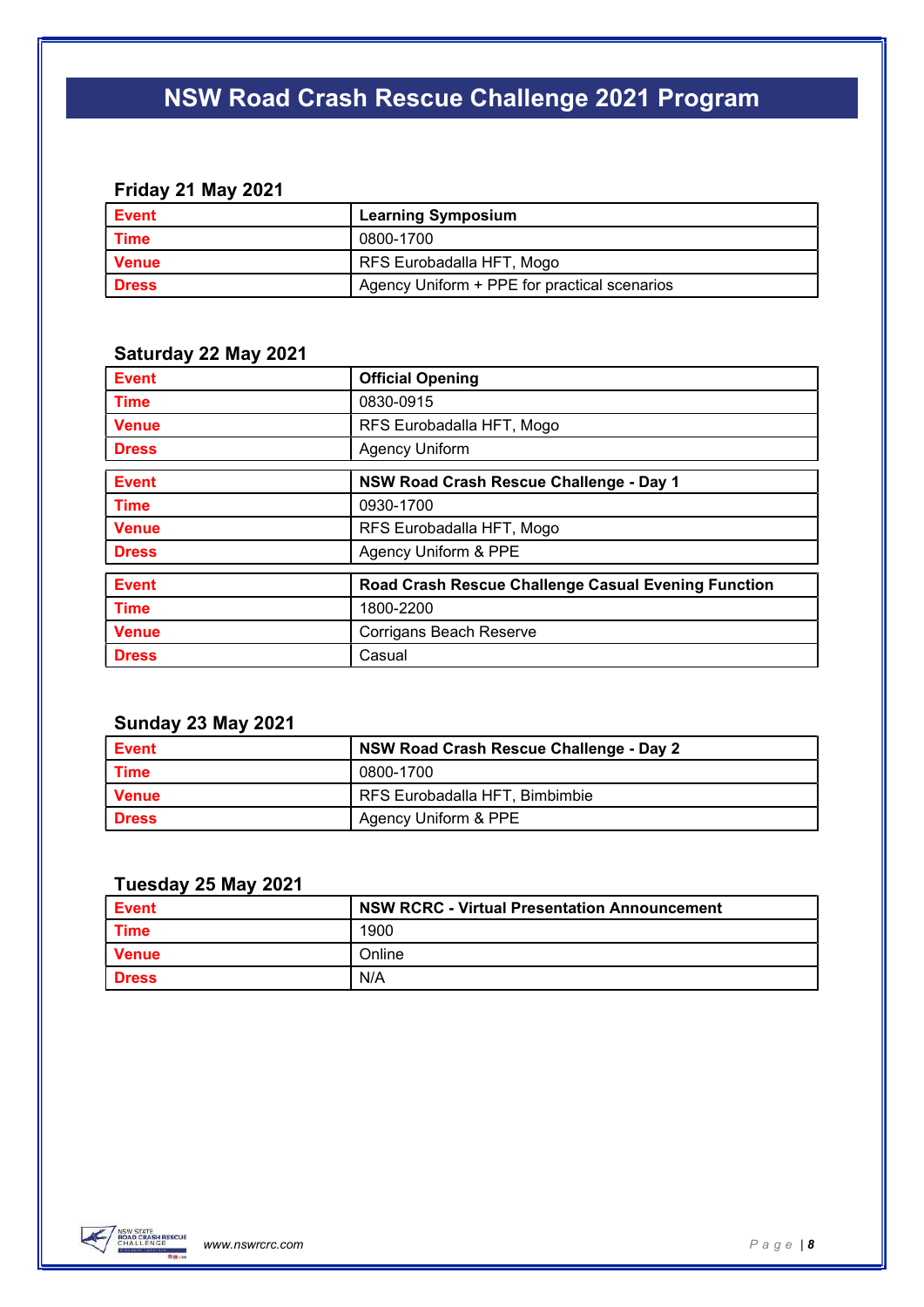# NSW Road Crash Rescue Challenge 2021 Program

### Friday 21 May 2021

| **Event** | **Learning Symposium** |
|---|---|
| **Time** | 0800-1700 |
| **Venue** | RFS Eurobadalla HFT, Mogo |
| **Dress** | Agency Uniform + PPE for practical scenarios |

### Saturday 22 May 2021

| **Event** | **Official Opening** |
|---|---|
| **Time** | 0830-0915 |
| **Venue** | RFS Eurobadalla HFT, Mogo |
| **Dress** | Agency Uniform |

| **Event** | **NSW Road Crash Rescue Challenge - Day 1** |
|---|---|
| **Time** | 0930-1700 |
| **Venue** | RFS Eurobadalla HFT, Mogo |
| **Dress** | Agency Uniform & PPE |

| **Event** | **Road Crash Rescue Challenge Casual Evening Function** |
|---|---|
| **Time** | 1800-2200 |
| **Venue** | Corrigans Beach Reserve |
| **Dress** | Casual |

### Sunday 23 May 2021

| **Event** | **NSW Road Crash Rescue Challenge - Day 2** |
|---|---|
| **Time** | 0800-1700 |
| **Venue** | RFS Eurobadalla HFT, Bimbimbie |
| **Dress** | Agency Uniform & PPE |

### Tuesday 25 May 2021

| **Event** | **NSW RCRC - Virtual Presentation Announcement** |
|---|---|
| **Time** | 1900 |
| **Venue** | Online |
| **Dress** | N/A |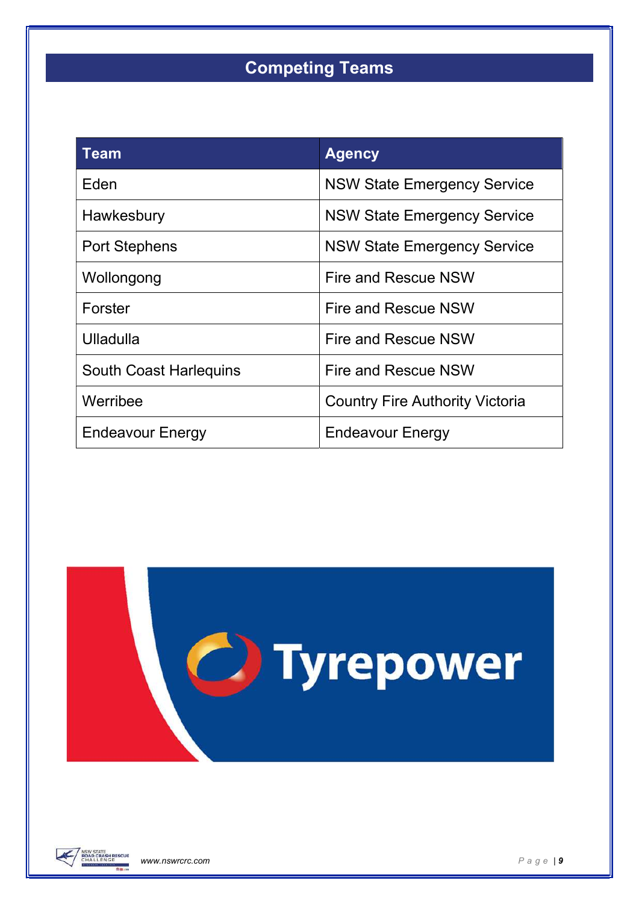# Competing Teams

| Team | Agency |
|---|---|
| Eden | NSW State Emergency Service |
| Hawkesbury | NSW State Emergency Service |
| Port Stephens | NSW State Emergency Service |
| Wollongong | Fire and Rescue NSW |
| Forster | Fire and Rescue NSW |
| Ulladulla | Fire and Rescue NSW |
| South Coast Harlequins | Fire and Rescue NSW |
| Werribee | Country Fire Authority Victoria |
| Endeavour Energy | Endeavour Energy |

Tyrepower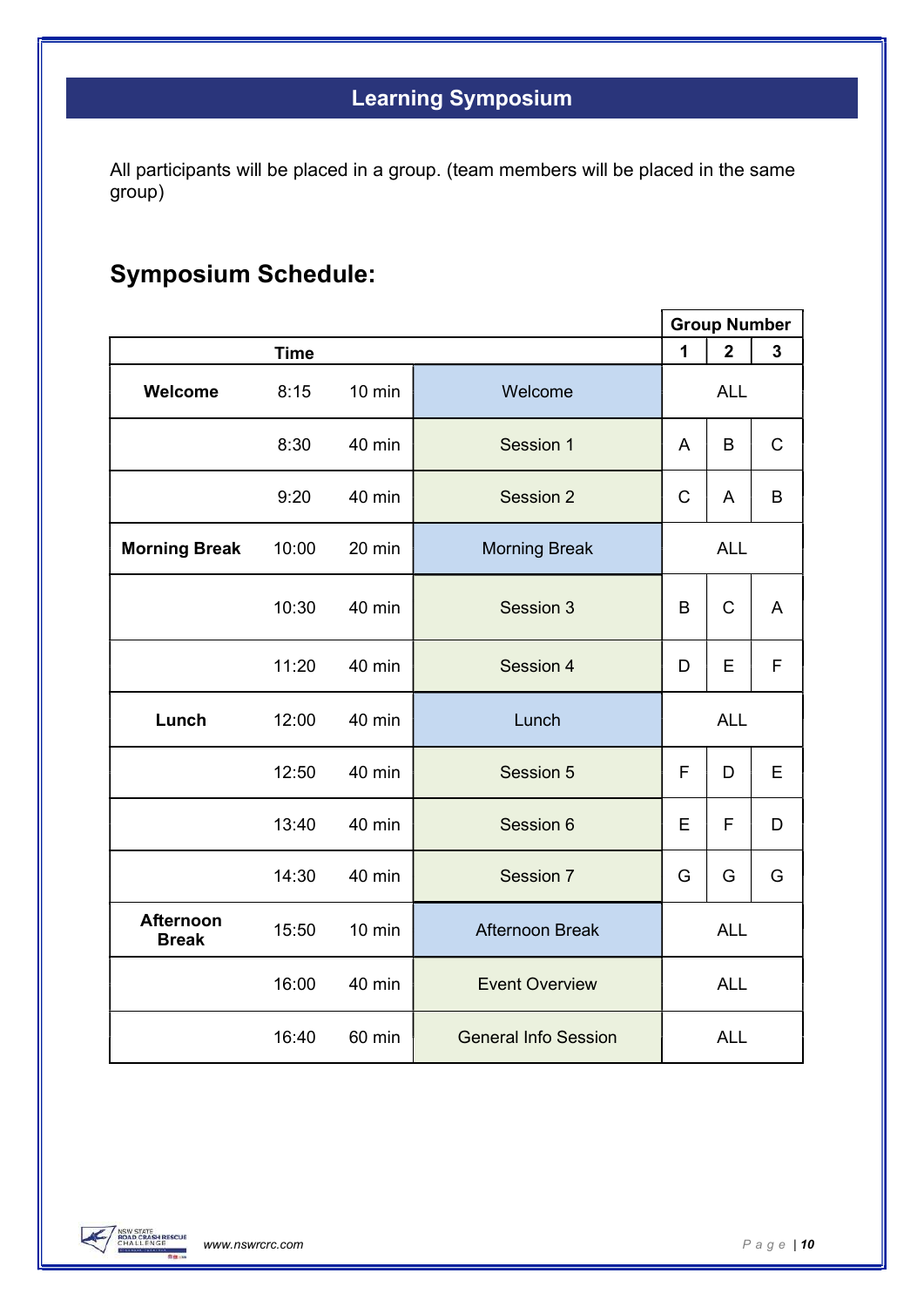## Learning Symposium

All participants will be placed in a group. (team members will be placed in the same group)

# Symposium Schedule:

| Time | | | | Group Number | | |
|---|---|---|---|---|---|---|
| | | | | 1 | 2 | 3 |
| **Welcome** | 8:15 | 10 min | Welcome | ALL | | |
| | 8:30 | 40 min | Session 1 | A | B | C |
| | 9:20 | 40 min | Session 2 | C | A | B |
| **Morning Break** | 10:00 | 20 min | Morning Break | ALL | | |
| | 10:30 | 40 min | Session 3 | B | C | A |
| | 11:20 | 40 min | Session 4 | D | E | F |
| **Lunch** | 12:00 | 40 min | Lunch | ALL | | |
| | 12:50 | 40 min | Session 5 | F | D | E |
| | 13:40 | 40 min | Session 6 | E | F | D |
| | 14:30 | 40 min | Session 7 | G | G | G |
| **Afternoon Break** | 15:50 | 10 min | Afternoon Break | ALL | | |
| | 16:00 | 40 min | Event Overview | ALL | | |
| | 16:40 | 60 min | General Info Session | ALL | | |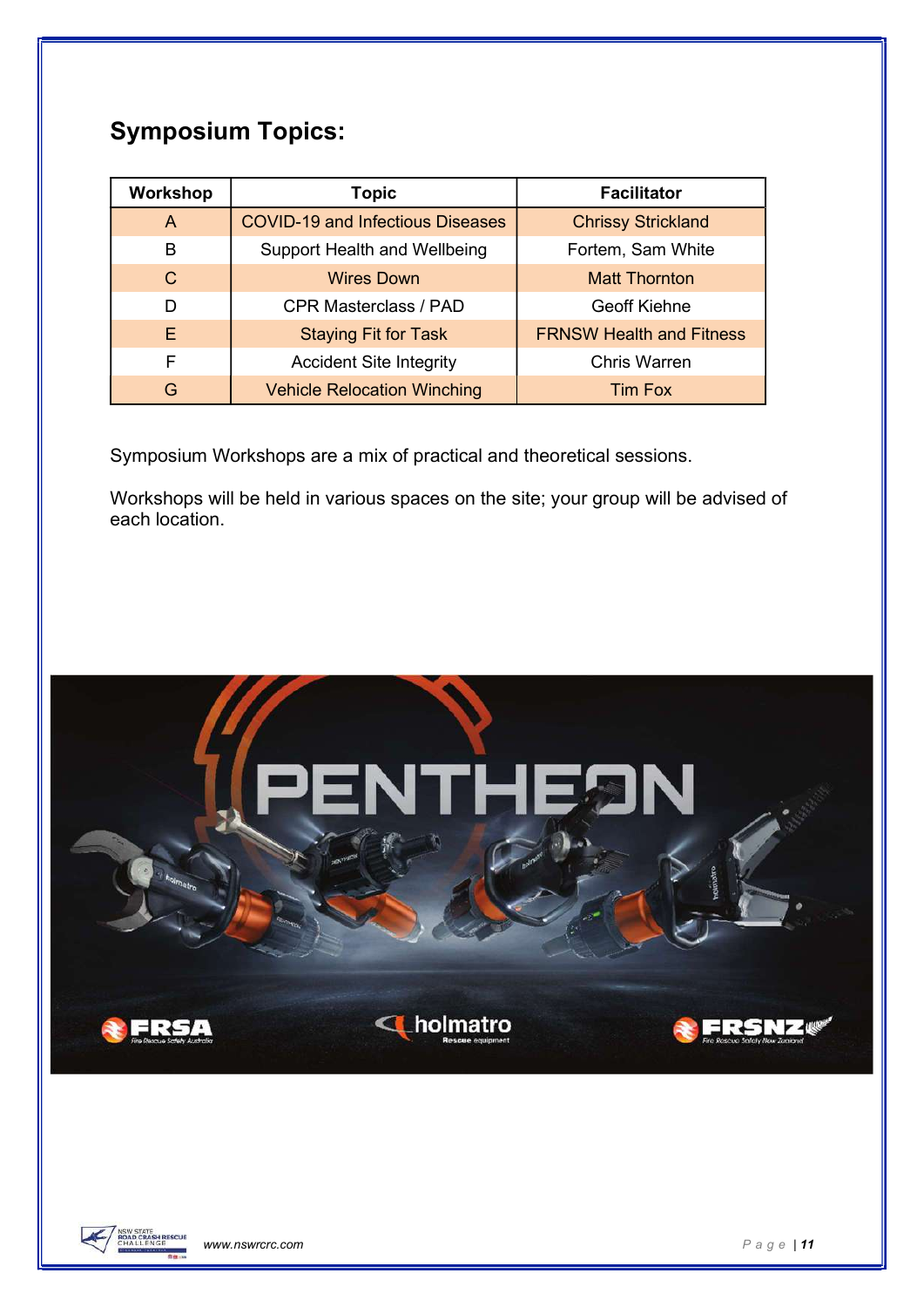## Symposium Topics:

| Workshop | Topic | Facilitator |
|---|---|---|
| A | COVID-19 and Infectious Diseases | Chrissy Strickland |
| B | Support Health and Wellbeing | Fortem, Sam White |
| C | Wires Down | Matt Thornton |
| D | CPR Masterclass / PAD | Geoff Kiehne |
| E | Staying Fit for Task | FRNSW Health and Fitness |
| F | Accident Site Integrity | Chris Warren |
| G | Vehicle Relocation Winching | Tim Fox |

Symposium Workshops are a mix of practical and theoretical sessions.

Workshops will be held in various spaces on the site; your group will be advised of each location.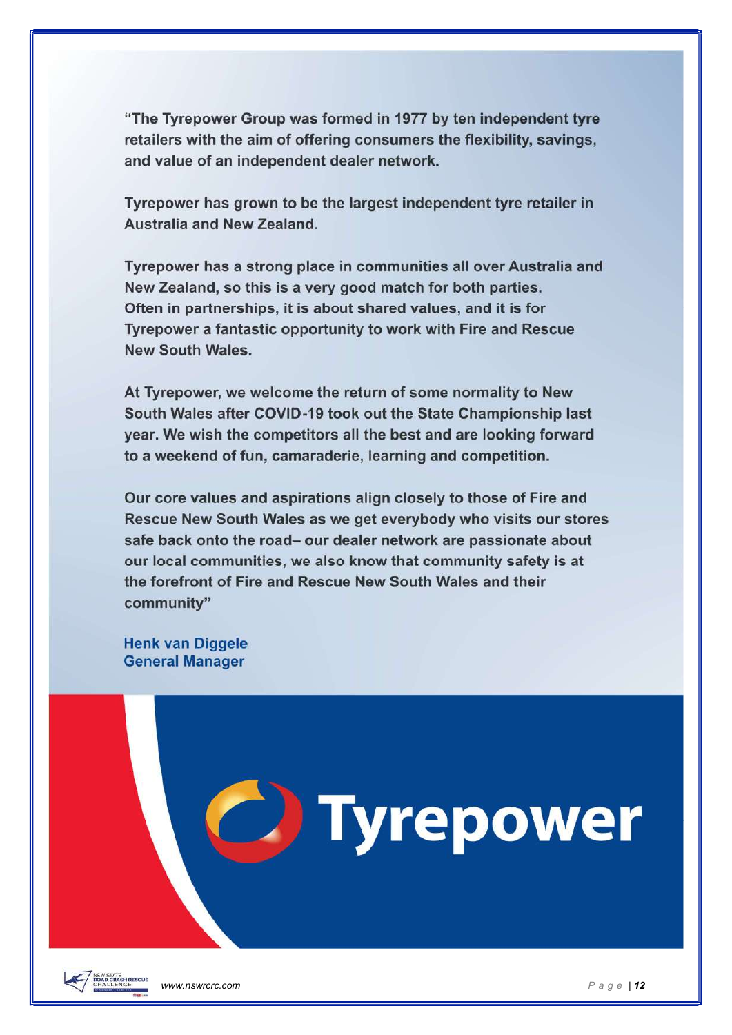"The Tyrepower Group was formed in 1977 by ten independent tyre retailers with the aim of offering consumers the flexibility, savings, and value of an independent dealer network.

Tyrepower has grown to be the largest independent tyre retailer in Australia and New Zealand.

Tyrepower has a strong place in communities all over Australia and New Zealand, so this is a very good match for both parties. Often in partnerships, it is about shared values, and it is for Tyrepower a fantastic opportunity to work with Fire and Rescue New South Wales.

At Tyrepower, we welcome the return of some normality to New South Wales after COVID-19 took out the State Championship last year. We wish the competitors all the best and are looking forward to a weekend of fun, camaraderie, learning and competition.

Our core values and aspirations align closely to those of Fire and Rescue New South Wales as we get everybody who visits our stores safe back onto the road– our dealer network are passionate about our local communities, we also know that community safety is at the forefront of Fire and Rescue New South Wales and their community"

**Henk van Diggele**
**General Manager**

Tyrepower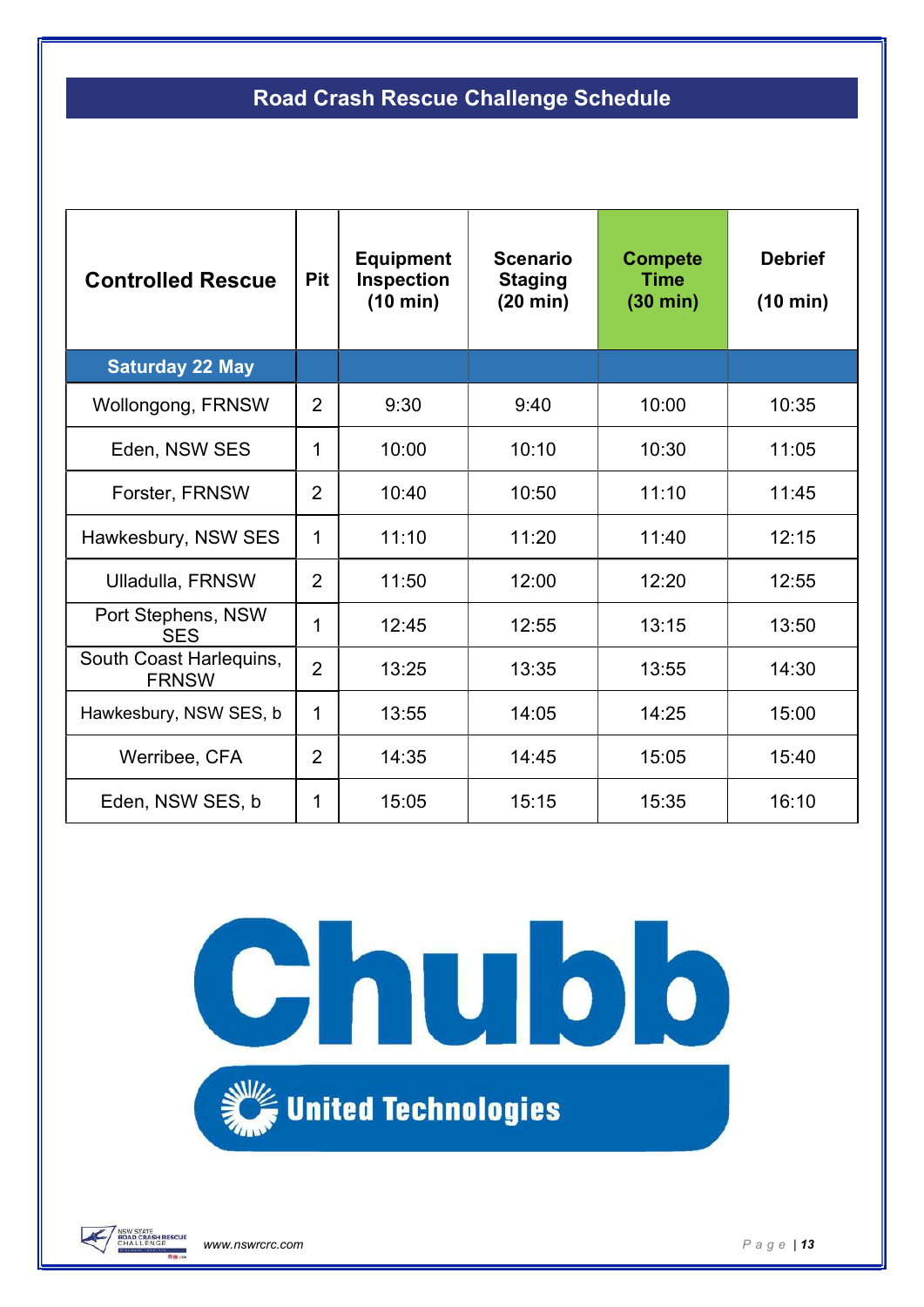## Road Crash Rescue Challenge Schedule

| Controlled Rescue | Pit | Equipment Inspection (10 min) | Scenario Staging (20 min) | Compete Time (30 min) | Debrief (10 min) |
|---|---|---|---|---|---|
| **Saturday 22 May** | | | | | |
| Wollongong, FRNSW | 2 | 9:30 | 9:40 | 10:00 | 10:35 |
| Eden, NSW SES | 1 | 10:00 | 10:10 | 10:30 | 11:05 |
| Forster, FRNSW | 2 | 10:40 | 10:50 | 11:10 | 11:45 |
| Hawkesbury, NSW SES | 1 | 11:10 | 11:20 | 11:40 | 12:15 |
| Ulladulla, FRNSW | 2 | 11:50 | 12:00 | 12:20 | 12:55 |
| Port Stephens, NSW SES | 1 | 12:45 | 12:55 | 13:15 | 13:50 |
| South Coast Harlequins, FRNSW | 2 | 13:25 | 13:35 | 13:55 | 14:30 |
| Hawkesbury, NSW SES, b | 1 | 13:55 | 14:05 | 14:25 | 15:00 |
| Werribee, CFA | 2 | 14:35 | 14:45 | 15:05 | 15:40 |
| Eden, NSW SES, b | 1 | 15:05 | 15:15 | 15:35 | 16:10 |

Chubb

United Technologies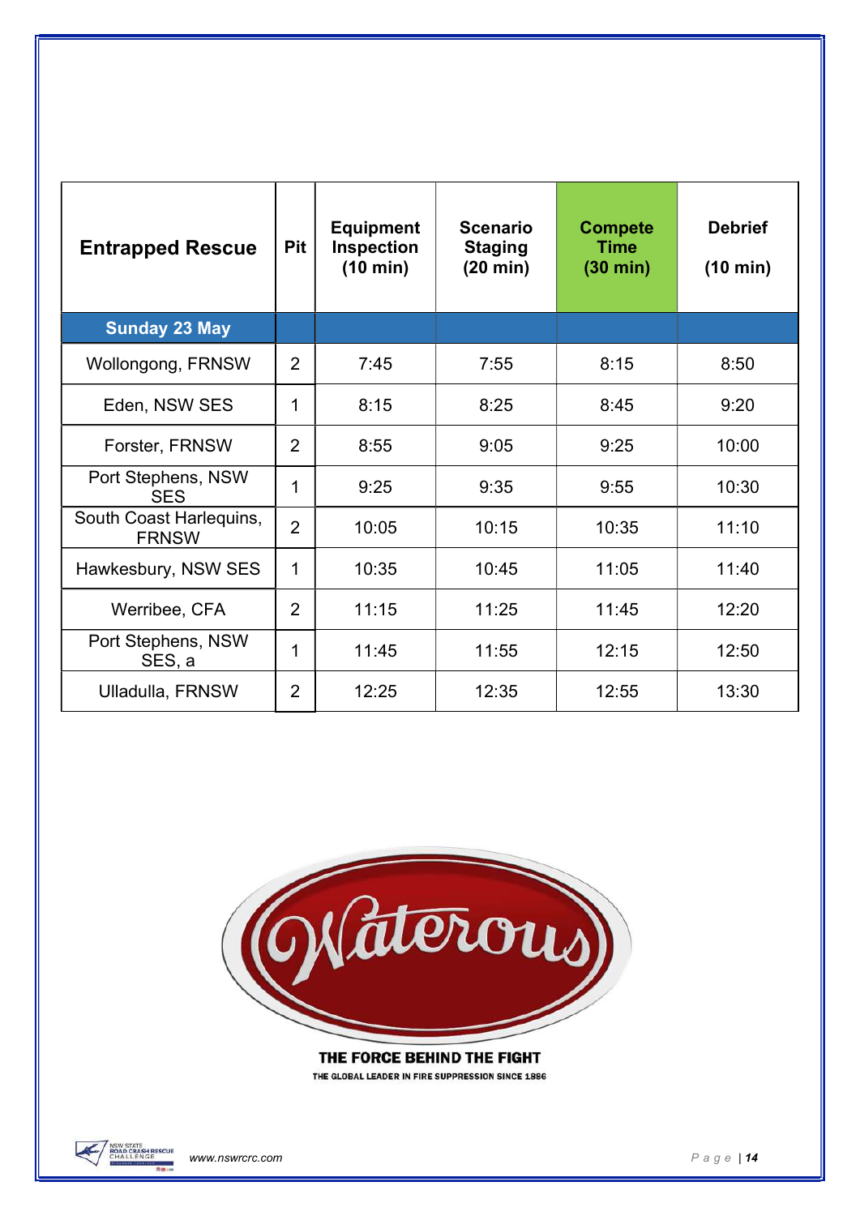| Entrapped Rescue | Pit | Equipment Inspection (10 min) | Scenario Staging (20 min) | Compete Time (30 min) | Debrief (10 min) |
|---|---|---|---|---|---|
| **Sunday 23 May** | | | | | |
| Wollongong, FRNSW | 2 | 7:45 | 7:55 | 8:15 | 8:50 |
| Eden, NSW SES | 1 | 8:15 | 8:25 | 8:45 | 9:20 |
| Forster, FRNSW | 2 | 8:55 | 9:05 | 9:25 | 10:00 |
| Port Stephens, NSW SES | 1 | 9:25 | 9:35 | 9:55 | 10:30 |
| South Coast Harlequins, FRNSW | 2 | 10:05 | 10:15 | 10:35 | 11:10 |
| Hawkesbury, NSW SES | 1 | 10:35 | 10:45 | 11:05 | 11:40 |
| Werribee, CFA | 2 | 11:15 | 11:25 | 11:45 | 12:20 |
| Port Stephens, NSW SES, a | 1 | 11:45 | 11:55 | 12:15 | 12:50 |
| Ulladulla, FRNSW | 2 | 12:25 | 12:35 | 12:55 | 13:30 |

Waterous

THE FORCE BEHIND THE FIGHT

THE GLOBAL LEADER IN FIRE SUPPRESSION SINCE 1886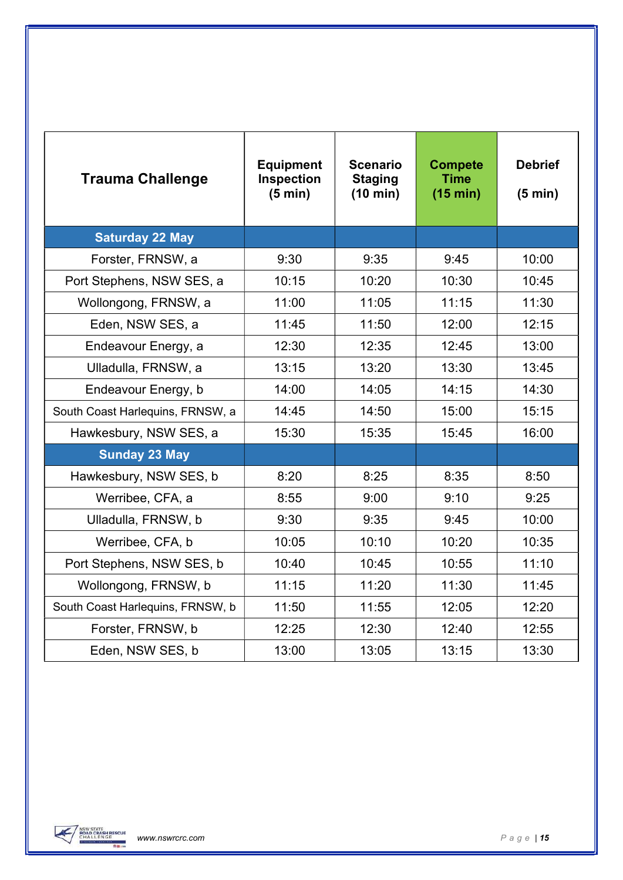| Trauma Challenge | Equipment Inspection (5 min) | Scenario Staging (10 min) | Compete Time (15 min) | Debrief (5 min) |
|---|---|---|---|---|
| **Saturday 22 May** | | | | |
| Forster, FRNSW, a | 9:30 | 9:35 | 9:45 | 10:00 |
| Port Stephens, NSW SES, a | 10:15 | 10:20 | 10:30 | 10:45 |
| Wollongong, FRNSW, a | 11:00 | 11:05 | 11:15 | 11:30 |
| Eden, NSW SES, a | 11:45 | 11:50 | 12:00 | 12:15 |
| Endeavour Energy, a | 12:30 | 12:35 | 12:45 | 13:00 |
| Ulladulla, FRNSW, a | 13:15 | 13:20 | 13:30 | 13:45 |
| Endeavour Energy, b | 14:00 | 14:05 | 14:15 | 14:30 |
| South Coast Harlequins, FRNSW, a | 14:45 | 14:50 | 15:00 | 15:15 |
| Hawkesbury, NSW SES, a | 15:30 | 15:35 | 15:45 | 16:00 |
| **Sunday 23 May** | | | | |
| Hawkesbury, NSW SES, b | 8:20 | 8:25 | 8:35 | 8:50 |
| Werribee, CFA, a | 8:55 | 9:00 | 9:10 | 9:25 |
| Ulladulla, FRNSW, b | 9:30 | 9:35 | 9:45 | 10:00 |
| Werribee, CFA, b | 10:05 | 10:10 | 10:20 | 10:35 |
| Port Stephens, NSW SES, b | 10:40 | 10:45 | 10:55 | 11:10 |
| Wollongong, FRNSW, b | 11:15 | 11:20 | 11:30 | 11:45 |
| South Coast Harlequins, FRNSW, b | 11:50 | 11:55 | 12:05 | 12:20 |
| Forster, FRNSW, b | 12:25 | 12:30 | 12:40 | 12:55 |
| Eden, NSW SES, b | 13:00 | 13:05 | 13:15 | 13:30 |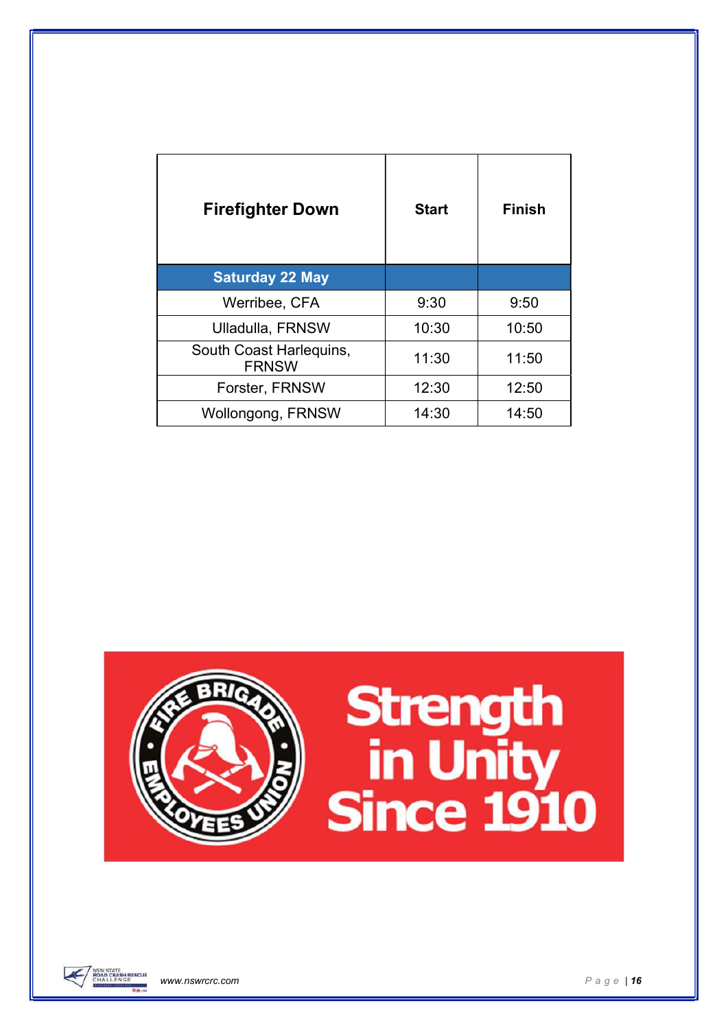| Firefighter Down | Start | Finish |
|---|---|---|
| **Saturday 22 May** | | |
| Werribee, CFA | 9:30 | 9:50 |
| Ulladulla, FRNSW | 10:30 | 10:50 |
| South Coast Harlequins, FRNSW | 11:30 | 11:50 |
| Forster, FRNSW | 12:30 | 12:50 |
| Wollongong, FRNSW | 14:30 | 14:50 |

FIRE BRIGADE EMPLOYEES UNION

Strength in Unity Since 1910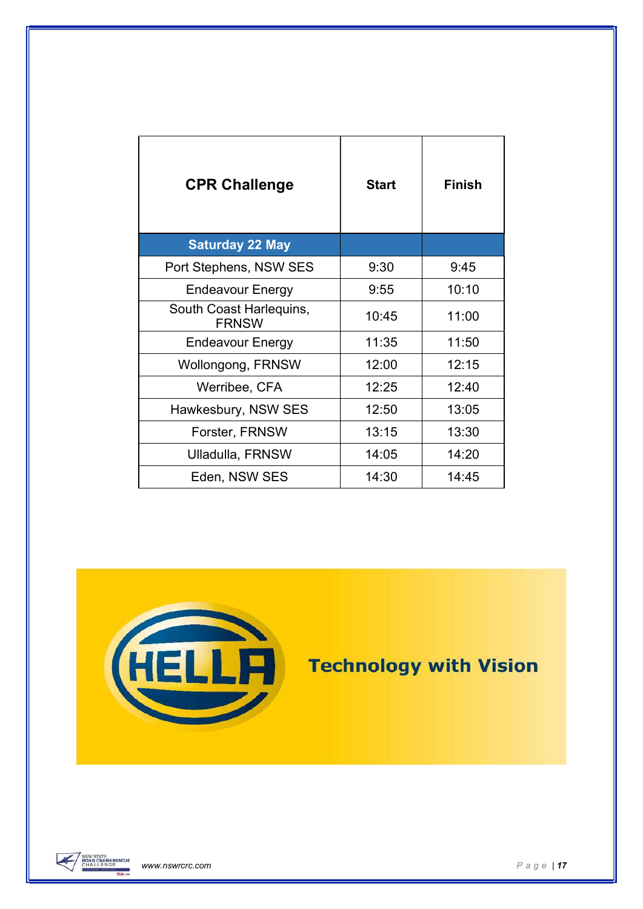| CPR Challenge | Start | Finish |
| --- | --- | --- |
| **Saturday 22 May** | | |
| Port Stephens, NSW SES | 9:30 | 9:45 |
| Endeavour Energy | 9:55 | 10:10 |
| South Coast Harlequins, FRNSW | 10:45 | 11:00 |
| Endeavour Energy | 11:35 | 11:50 |
| Wollongong, FRNSW | 12:00 | 12:15 |
| Werribee, CFA | 12:25 | 12:40 |
| Hawkesbury, NSW SES | 12:50 | 13:05 |
| Forster, FRNSW | 13:15 | 13:30 |
| Ulladulla, FRNSW | 14:05 | 14:20 |
| Eden, NSW SES | 14:30 | 14:45 |

HELLA

Technology with Vision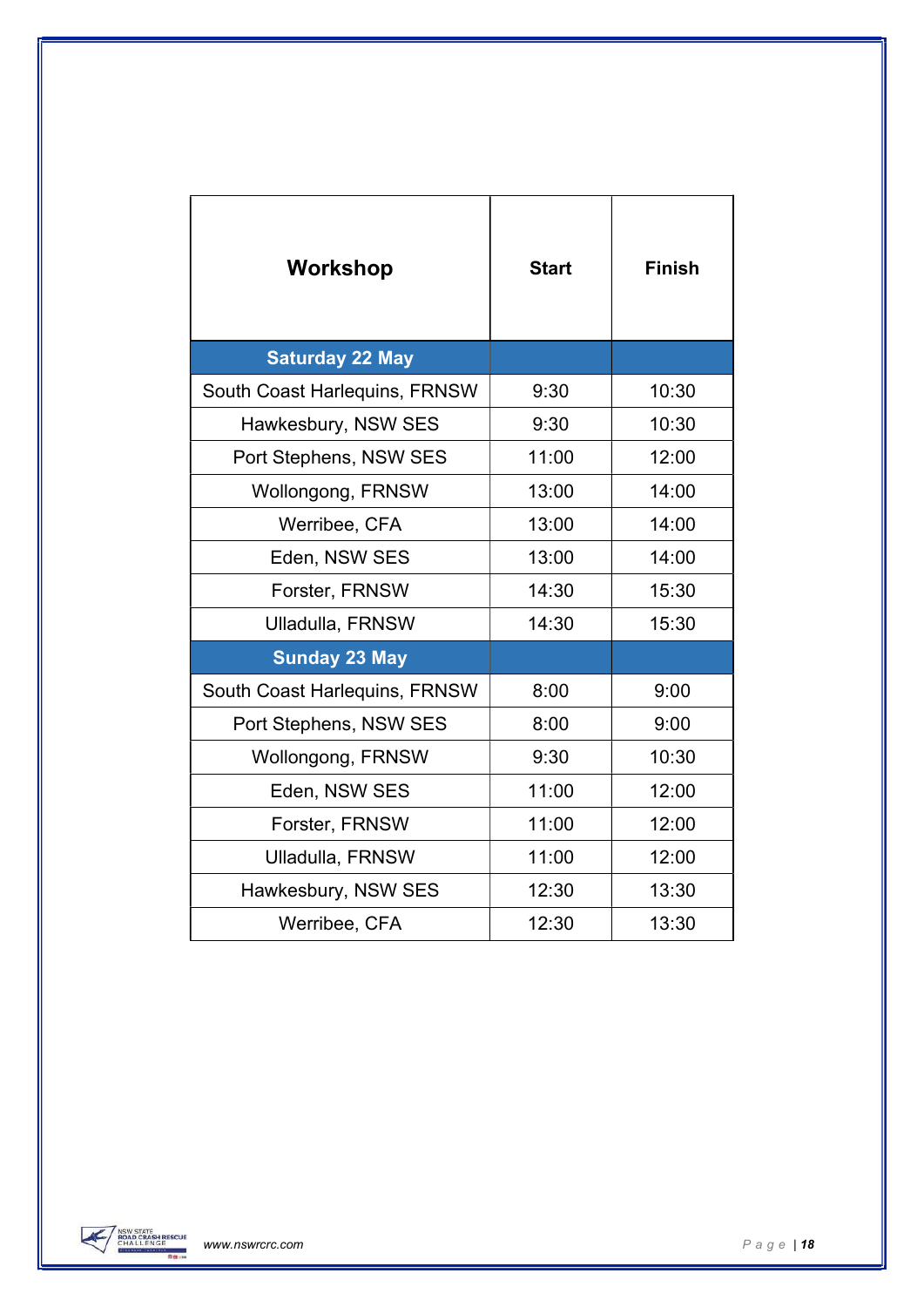| Workshop | Start | Finish |
|---|---|---|
| **Saturday 22 May** | | |
| South Coast Harlequins, FRNSW | 9:30 | 10:30 |
| Hawkesbury, NSW SES | 9:30 | 10:30 |
| Port Stephens, NSW SES | 11:00 | 12:00 |
| Wollongong, FRNSW | 13:00 | 14:00 |
| Werribee, CFA | 13:00 | 14:00 |
| Eden, NSW SES | 13:00 | 14:00 |
| Forster, FRNSW | 14:30 | 15:30 |
| Ulladulla, FRNSW | 14:30 | 15:30 |
| **Sunday 23 May** | | |
| South Coast Harlequins, FRNSW | 8:00 | 9:00 |
| Port Stephens, NSW SES | 8:00 | 9:00 |
| Wollongong, FRNSW | 9:30 | 10:30 |
| Eden, NSW SES | 11:00 | 12:00 |
| Forster, FRNSW | 11:00 | 12:00 |
| Ulladulla, FRNSW | 11:00 | 12:00 |
| Hawkesbury, NSW SES | 12:30 | 13:30 |
| Werribee, CFA | 12:30 | 13:30 |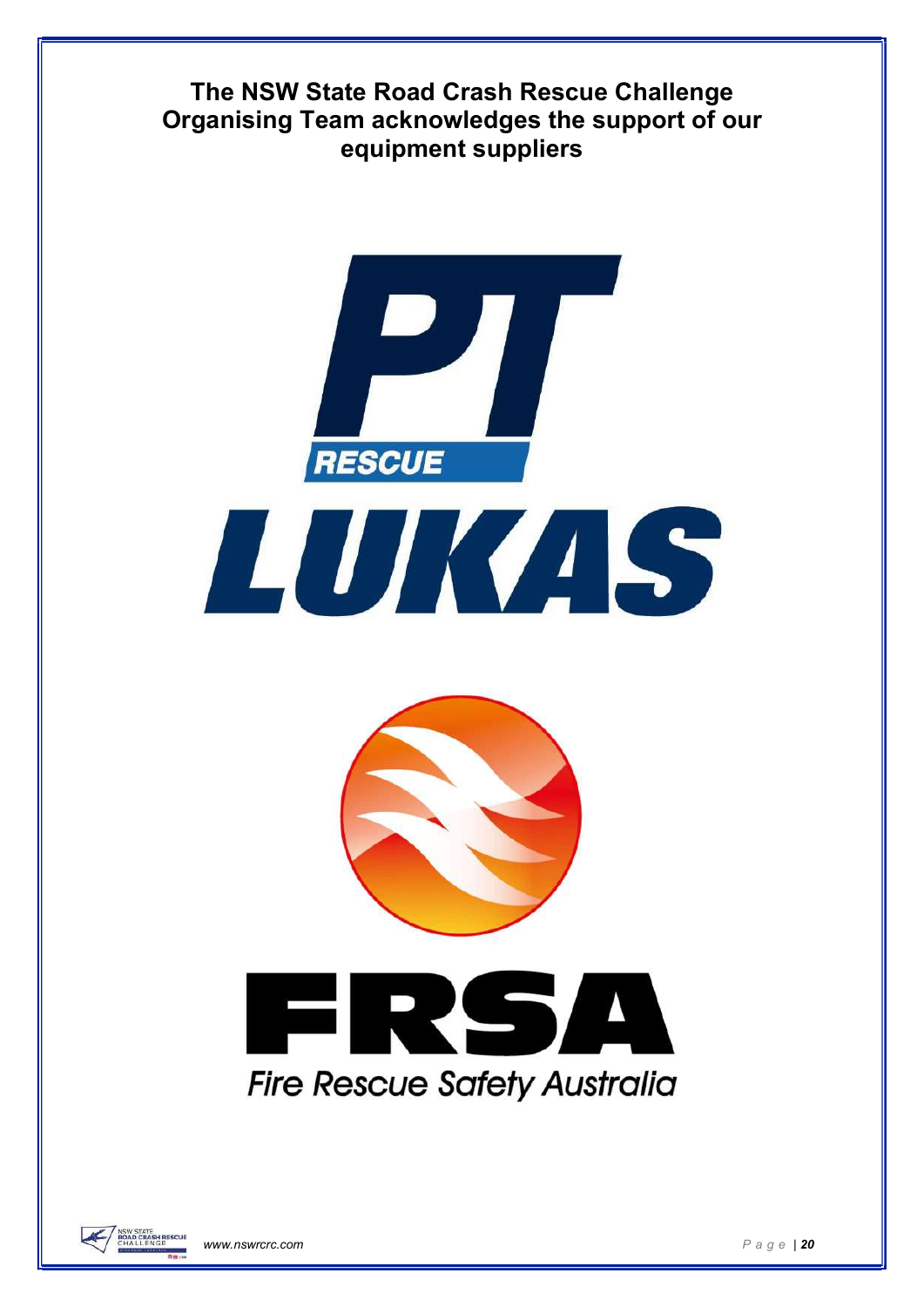**The NSW State Road Crash Rescue Challenge Organising Team acknowledges the support of our equipment suppliers**

PT RESCUE

LUKAS

FRSA

Fire Rescue Safety Australia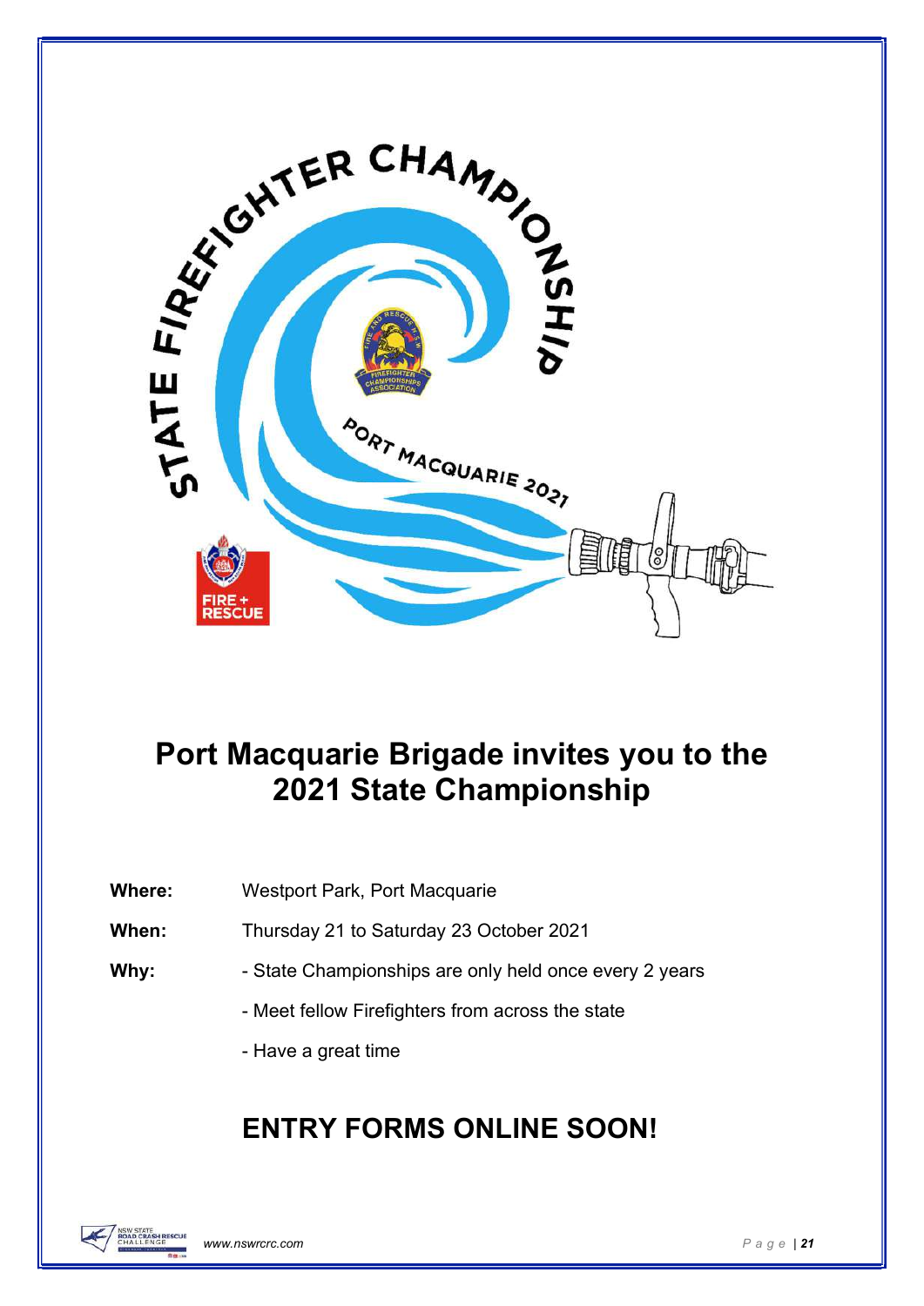STATE FIREFIGHTER CHAMPIONSHIP

PORT MACQUARIE 2021

## Port Macquarie Brigade invites you to the 2021 State Championship

**Where:** Westport Park, Port Macquarie

**When:** Thursday 21 to Saturday 23 October 2021

**Why:**
- State Championships are only held once every 2 years
- Meet fellow Firefighters from across the state
- Have a great time

## ENTRY FORMS ONLINE SOON!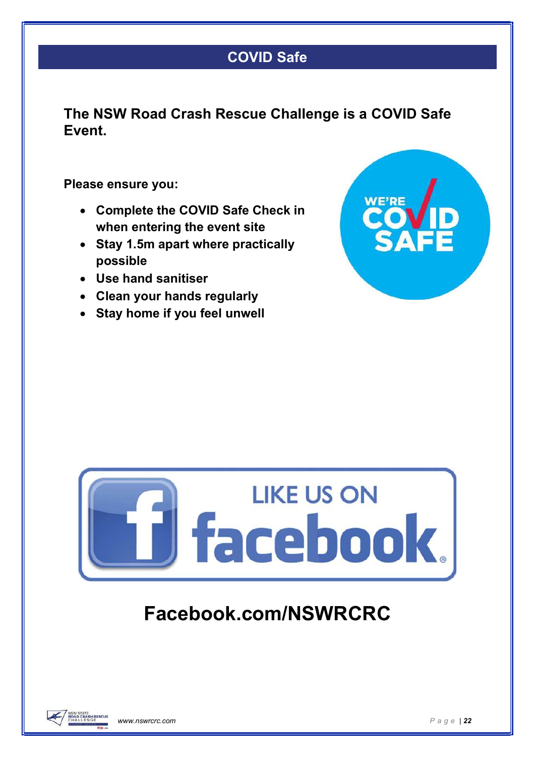# COVID Safe

**The NSW Road Crash Rescue Challenge is a COVID Safe Event.**

**Please ensure you:**

- **Complete the COVID Safe Check in when entering the event site**
- **Stay 1.5m apart where practically possible**
- **Use hand sanitiser**
- **Clean your hands regularly**
- **Stay home if you feel unwell**

**Facebook.com/NSWRCRC**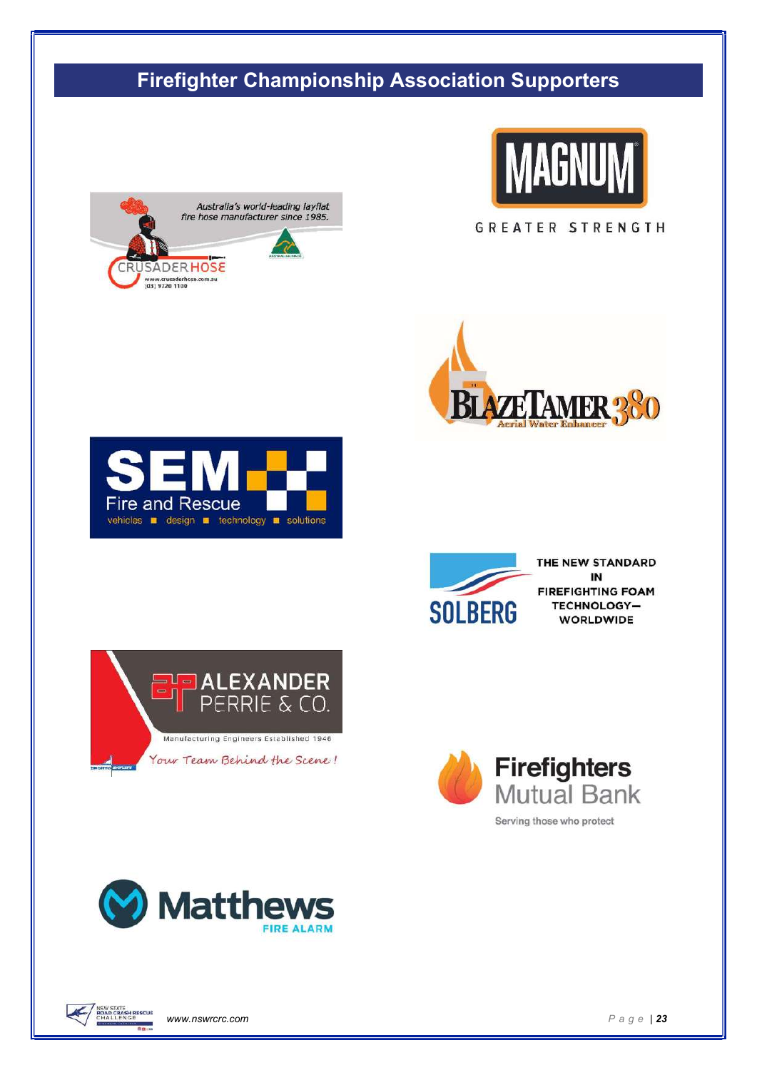# Firefighter Championship Association Supporters

Australia's world-leading layflat fire hose manufacturer since 1985.

CRUSADER HOSE

www.crusaderhose.com.au
(03) 9720 1100

MAGNUM

GREATER STRENGTH

BLAZETAMER 380

Aerial Water Enhancer

SEM Fire and Rescue

vehicles ■ design ■ technology ■ solutions

SOLBERG

THE NEW STANDARD IN FIREFIGHTING FOAM TECHNOLOGY— WORLDWIDE

ALEXANDER PERRIE & CO.

Manufacturing Engineers Established 1946

*Your Team Behind the Scene !*

Firefighters Mutual Bank

Serving those who protect

Matthews

FIRE ALARM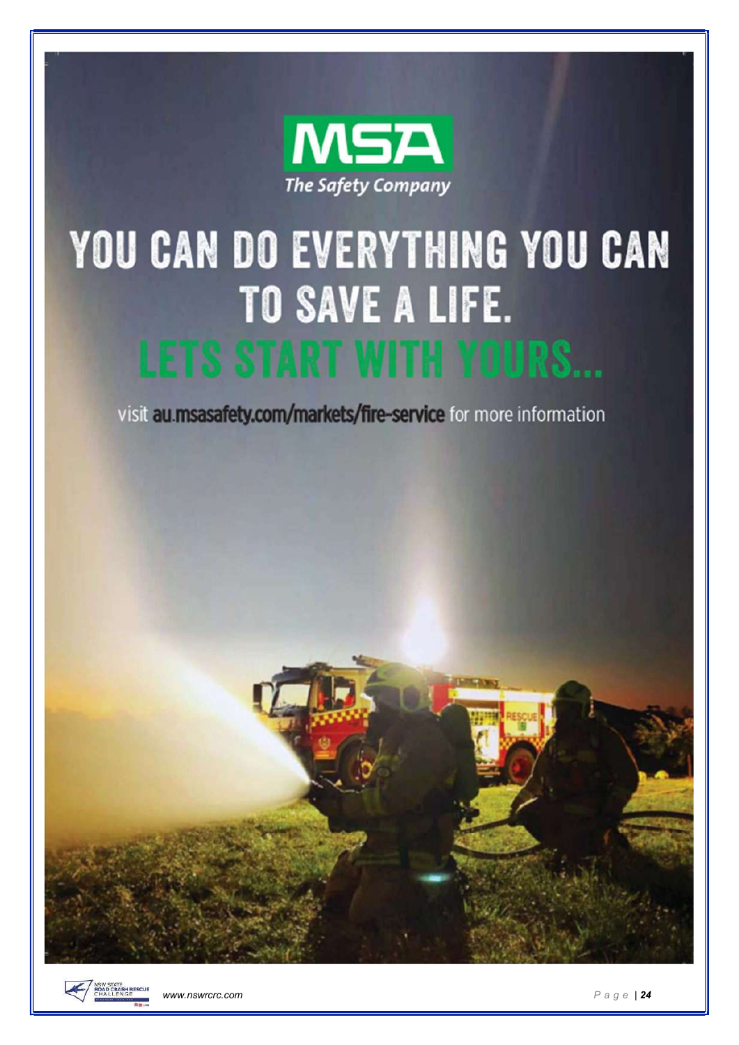MSA

*The Safety Company*

# YOU CAN DO EVERYTHING YOU CAN TO SAVE A LIFE.

# LETS START WITH YOURS...

visit **au.msasafety.com/markets/fire-service** for more information